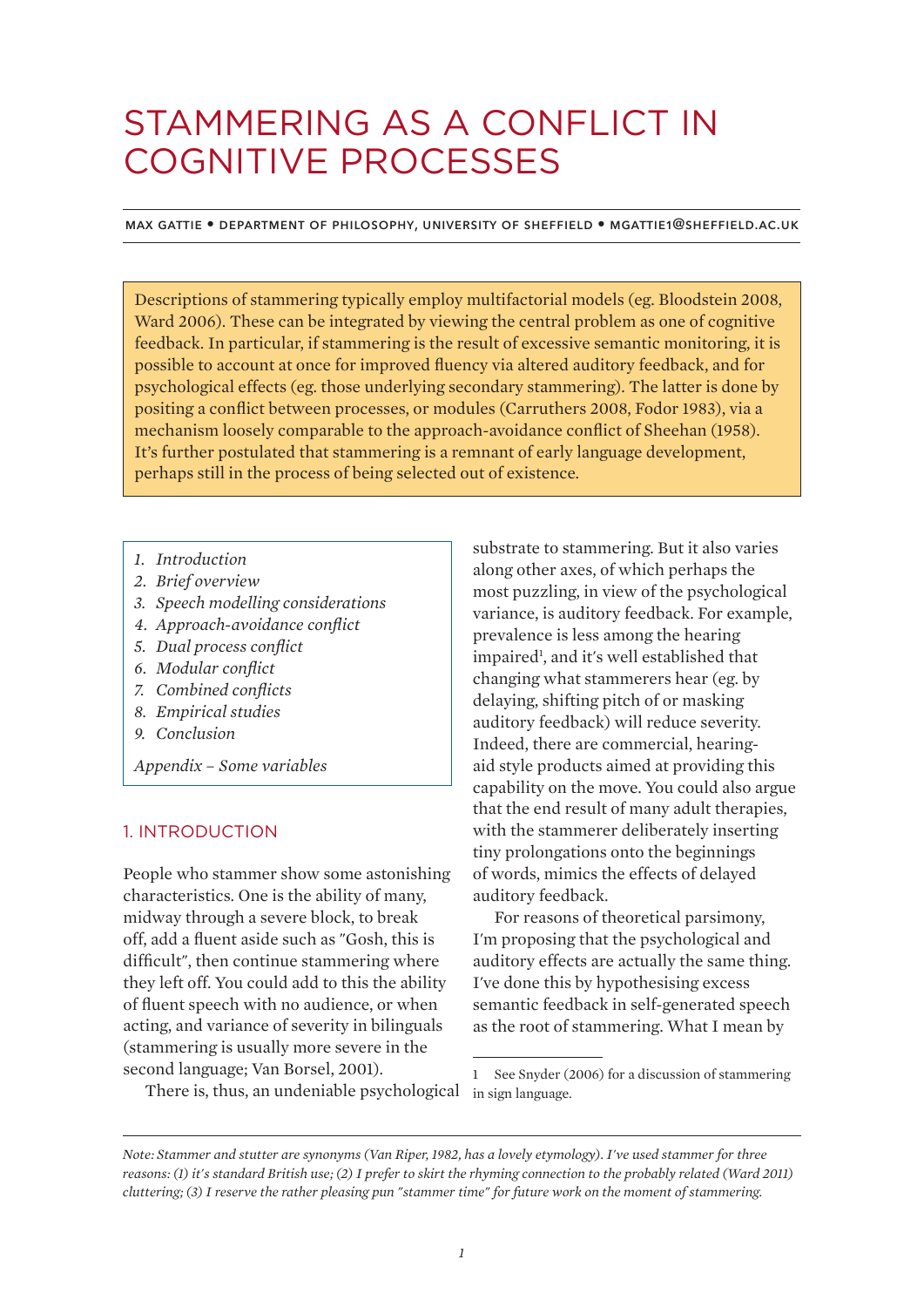# STAMMERING AS A CONFLICT IN COGNITIVE PROCESSES

MAX GATTIE • DEPARTMENT OF PHILOSOPHY, UNIVERSITY OF SHEFFIELD • MGATTIE1@SHEFFIELD.AC.UK

Descriptions of stammering typically employ multifactorial models (eg. Bloodstein 2008, Ward 2006). These can be integrated by viewing the central problem as one of cognitive feedback. In particular, if stammering is the result of excessive semantic monitoring, it is possible to account at once for improved fluency via altered auditory feedback, and for psychological effects (eg. those underlying secondary stammering). The latter is done by positing a conflict between processes, or modules (Carruthers 2008, Fodor 1983), via a mechanism loosely comparable to the approach-avoidance conflict of Sheehan (1958). It's further postulated that stammering is a remnant of early language development, perhaps still in the process of being selected out of existence.

1. *Introduction*
2. *Brief overview*
3. *Speech modelling considerations*
4. *Approach-avoidance conflict*
5. *Dual process conflict*
6. *Modular conflict*
7. *Combined conflicts*
8. *Empirical studies*
9. *Conclusion*

*Appendix – Some variables*

## 1. INTRODUCTION

People who stammer show some astonishing characteristics. One is the ability of many, midway through a severe block, to break off, add a fluent aside such as "Gosh, this is difficult", then continue stammering where they left off. You could add to this the ability of fluent speech with no audience, or when acting, and variance of severity in bilinguals (stammering is usually more severe in the second language; Van Borsel, 2001).

There is, thus, an undeniable psychological substrate to stammering. But it also varies along other axes, of which perhaps the most puzzling, in view of the psychological variance, is auditory feedback. For example, prevalence is less among the hearing impaired[1], and it's well established that changing what stammerers hear (eg. by delaying, shifting pitch of or masking auditory feedback) will reduce severity. Indeed, there are commercial, hearing-aid style products aimed at providing this capability on the move. You could also argue that the end result of many adult therapies, with the stammerer deliberately inserting tiny prolongations onto the beginnings of words, mimics the effects of delayed auditory feedback.

For reasons of theoretical parsimony, I'm proposing that the psychological and auditory effects are actually the same thing. I've done this by hypothesising excess semantic feedback in self-generated speech as the root of stammering. What I mean by

1 See Snyder (2006) for a discussion of stammering in sign language.

*Note: Stammer and stutter are synonyms (Van Riper, 1982, has a lovely etymology). I've used stammer for three reasons: (1) it's standard British use; (2) I prefer to skirt the rhyming connection to the probably related (Ward 2011) cluttering; (3) I reserve the rather pleasing pun "stammer time" for future work on the moment of stammering.*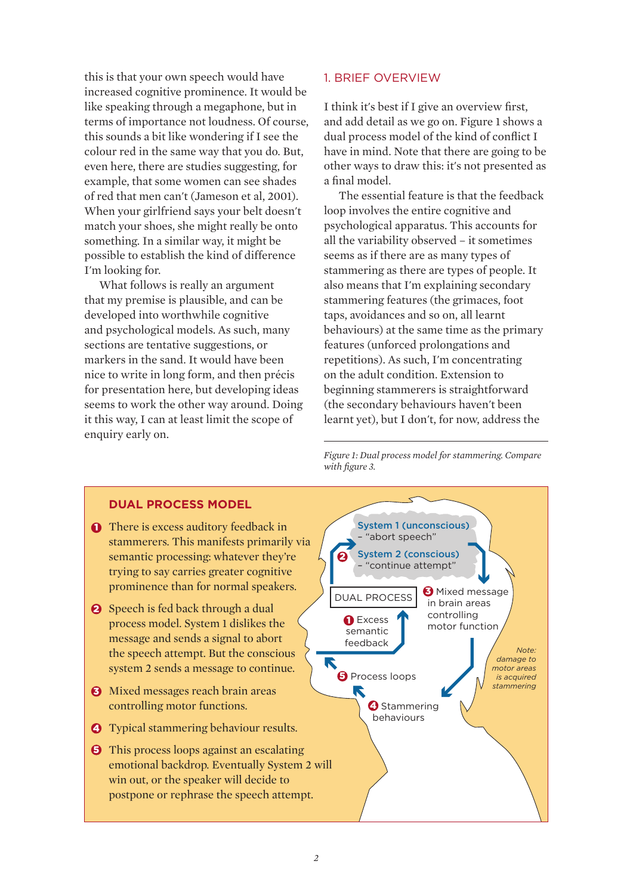this is that your own speech would have increased cognitive prominence. It would be like speaking through a megaphone, but in terms of importance not loudness. Of course, this sounds a bit like wondering if I see the colour red in the same way that you do. But, even here, there are studies suggesting, for example, that some women can see shades of red that men can't (Jameson et al, 2001). When your girlfriend says your belt doesn't match your shoes, she might really be onto something. In a similar way, it might be possible to establish the kind of difference I'm looking for.

What follows is really an argument that my premise is plausible, and can be developed into worthwhile cognitive and psychological models. As such, many sections are tentative suggestions, or markers in the sand. It would have been nice to write in long form, and then précis for presentation here, but developing ideas seems to work the other way around. Doing it this way, I can at least limit the scope of enquiry early on.

## 1. BRIEF OVERVIEW

I think it's best if I give an overview first, and add detail as we go on. Figure 1 shows a dual process model of the kind of conflict I have in mind. Note that there are going to be other ways to draw this: it's not presented as a final model.

The essential feature is that the feedback loop involves the entire cognitive and psychological apparatus. This accounts for all the variability observed – it sometimes seems as if there are as many types of stammering as there are types of people. It also means that I'm explaining secondary stammering features (the grimaces, foot taps, avoidances and so on, all learnt behaviours) at the same time as the primary features (unforced prolongations and repetitions). As such, I'm concentrating on the adult condition. Extension to beginning stammerers is straightforward (the secondary behaviours haven't been learnt yet), but I don't, for now, address the

*Figure 1: Dual process model for stammering. Compare with figure 3.*

### DUAL PROCESS MODEL

1. There is excess auditory feedback in stammerers. This manifests primarily via semantic processing: whatever they're trying to say carries greater cognitive prominence than for normal speakers.
2. Speech is fed back through a dual process model. System 1 dislikes the message and sends a signal to abort the speech attempt. But the conscious system 2 sends a message to continue.
3. Mixed messages reach brain areas controlling motor functions.
4. Typical stammering behaviour results.
5. This process loops against an escalating emotional backdrop. Eventually System 2 will win out, or the speaker will decide to postpone or rephrase the speech attempt.

System 1 (unconscious) – "abort speech"
System 2 (conscious) – "continue attempt"
DUAL PROCESS
1 Excess semantic feedback
3 Mixed message in brain areas controlling motor function
4 Stammering behaviours
5 Process loops
Note: damage to motor areas is acquired stammering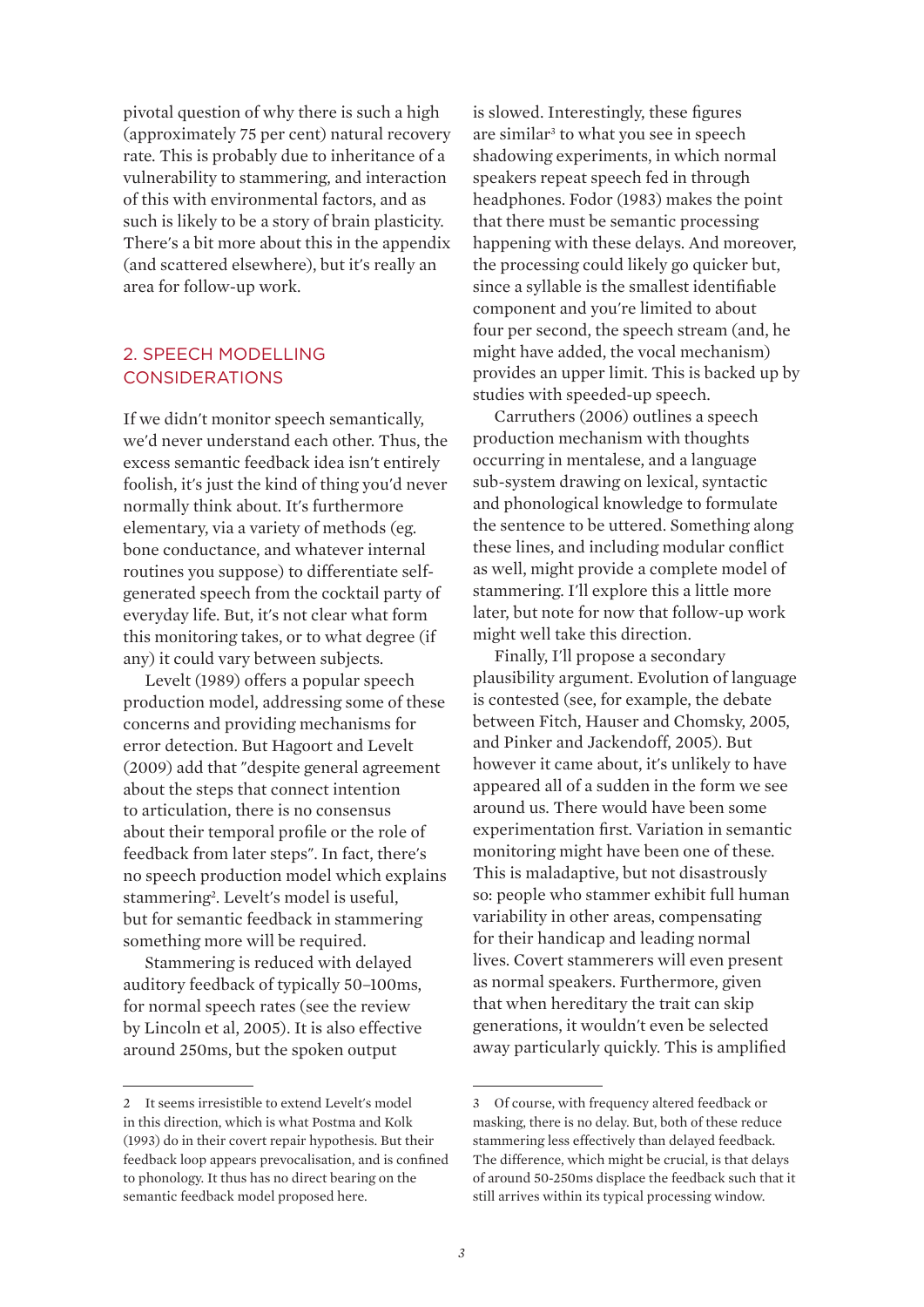pivotal question of why there is such a high (approximately 75 per cent) natural recovery rate. This is probably due to inheritance of a vulnerability to stammering, and interaction of this with environmental factors, and as such is likely to be a story of brain plasticity. There's a bit more about this in the appendix (and scattered elsewhere), but it's really an area for follow-up work.

## 2. SPEECH MODELLING CONSIDERATIONS

If we didn't monitor speech semantically, we'd never understand each other. Thus, the excess semantic feedback idea isn't entirely foolish, it's just the kind of thing you'd never normally think about. It's furthermore elementary, via a variety of methods (eg. bone conductance, and whatever internal routines you suppose) to differentiate self-generated speech from the cocktail party of everyday life. But, it's not clear what form this monitoring takes, or to what degree (if any) it could vary between subjects.

Levelt (1989) offers a popular speech production model, addressing some of these concerns and providing mechanisms for error detection. But Hagoort and Levelt (2009) add that "despite general agreement about the steps that connect intention to articulation, there is no consensus about their temporal profile or the role of feedback from later steps". In fact, there's no speech production model which explains stammering[2]. Levelt's model is useful, but for semantic feedback in stammering something more will be required.

Stammering is reduced with delayed auditory feedback of typically 50–100ms, for normal speech rates (see the review by Lincoln et al, 2005). It is also effective around 250ms, but the spoken output is slowed. Interestingly, these figures are similar[3] to what you see in speech shadowing experiments, in which normal speakers repeat speech fed in through headphones. Fodor (1983) makes the point that there must be semantic processing happening with these delays. And moreover, the processing could likely go quicker but, since a syllable is the smallest identifiable component and you're limited to about four per second, the speech stream (and, he might have added, the vocal mechanism) provides an upper limit. This is backed up by studies with speeded-up speech.

Carruthers (2006) outlines a speech production mechanism with thoughts occurring in mentalese, and a language sub-system drawing on lexical, syntactic and phonological knowledge to formulate the sentence to be uttered. Something along these lines, and including modular conflict as well, might provide a complete model of stammering. I'll explore this a little more later, but note for now that follow-up work might well take this direction.

Finally, I'll propose a secondary plausibility argument. Evolution of language is contested (see, for example, the debate between Fitch, Hauser and Chomsky, 2005, and Pinker and Jackendoff, 2005). But however it came about, it's unlikely to have appeared all of a sudden in the form we see around us. There would have been some experimentation first. Variation in semantic monitoring might have been one of these. This is maladaptive, but not disastrously so: people who stammer exhibit full human variability in other areas, compensating for their handicap and leading normal lives. Covert stammerers will even present as normal speakers. Furthermore, given that when hereditary the trait can skip generations, it wouldn't even be selected away particularly quickly. This is amplified

---

2 It seems irresistible to extend Levelt's model in this direction, which is what Postma and Kolk (1993) do in their covert repair hypothesis. But their feedback loop appears prevocalisation, and is confined to phonology. It thus has no direct bearing on the semantic feedback model proposed here.

3 Of course, with frequency altered feedback or masking, there is no delay. But, both of these reduce stammering less effectively than delayed feedback. The difference, which might be crucial, is that delays of around 50-250ms displace the feedback such that it still arrives within its typical processing window.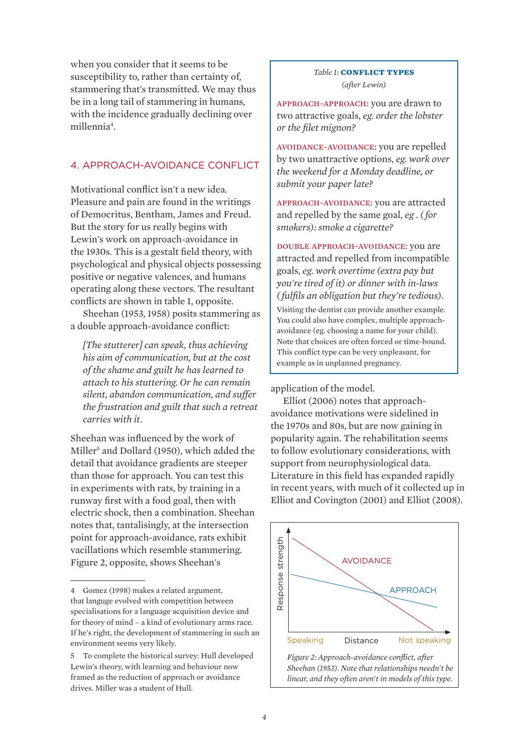when you consider that it seems to be susceptibility to, rather than certainty of, stammering that's transmitted. We may thus be in a long tail of stammering in humans, with the incidence gradually declining over millennia[4].

## 4. APPROACH-AVOIDANCE CONFLICT

Motivational conflict isn't a new idea. Pleasure and pain are found in the writings of Democritus, Bentham, James and Freud. But the story for us really begins with Lewin's work on approach-avoidance in the 1930s. This is a gestalt field theory, with psychological and physical objects possessing positive or negative valences, and humans operating along these vectors. The resultant conflicts are shown in table 1, opposite.

Sheehan (1953, 1958) posits stammering as a double approach-avoidance conflict:

> *[The stutterer] can speak, thus achieving his aim of communication, but at the cost of the shame and guilt he has learned to attach to his stuttering. Or he can remain silent, abandon communication, and suffer the frustration and guilt that such a retreat carries with it.*

Sheehan was influenced by the work of Miller[5] and Dollard (1950), which added the detail that avoidance gradients are steeper than those for approach. You can test this in experiments with rats, by training in a runway first with a food goal, then with electric shock, then a combination. Sheehan notes that, tantalisingly, at the intersection point for approach-avoidance, rats exhibit vacillations which resemble stammering. Figure 2, opposite, shows Sheehan's application of the model.

*Table 1:* **CONFLICT TYPES**
*(after Lewin)*

APPROACH-APPROACH: you are drawn to two attractive goals, *eg. order the lobster or the filet mignon?*

AVOIDANCE-AVOIDANCE: you are repelled by two unattractive options, *eg. work over the weekend for a Monday deadline, or submit your paper late?*

APPROACH-AVOIDANCE: you are attracted and repelled by the same goal, *eg . (for smokers): smoke a cigarette?*

DOUBLE APPROACH-AVOIDANCE: you are attracted and repelled from incompatible goals, *eg. work overtime (extra pay but you're tired of it) or dinner with in-laws (fulfils an obligation but they're tedious).*

Visiting the dentist can provide another example. You could also have complex, multiple approach-avoidance (eg. choosing a name for your child). Note that choices are often forced or time-bound. This conflict type can be very unpleasant, for example as in unplanned pregnancy.

Elliot (2006) notes that approach-avoidance motivations were sidelined in the 1970s and 80s, but are now gaining in popularity again. The rehabilitation seems to follow evolutionary considerations, with support from neurophysiological data. Literature in this field has expanded rapidly in recent years, with much of it collected up in Elliot and Covington (2001) and Elliot (2008).

*Figure 2: Approach-avoidance conflict, after Sheehan (1953). Note that relationships needn't be linear, and they often aren't in models of this type.*

---

4 Gomez (1998) makes a related argument, that language evolved with competition between specialisations for a language acquisition device and for theory of mind – a kind of evolutionary arms race. If he's right, the development of stammering in such an environment seems very likely.

5 To complete the historical survey: Hull developed Lewin's theory, with learning and behaviour now framed as the reduction of approach or avoidance drives. Miller was a student of Hull.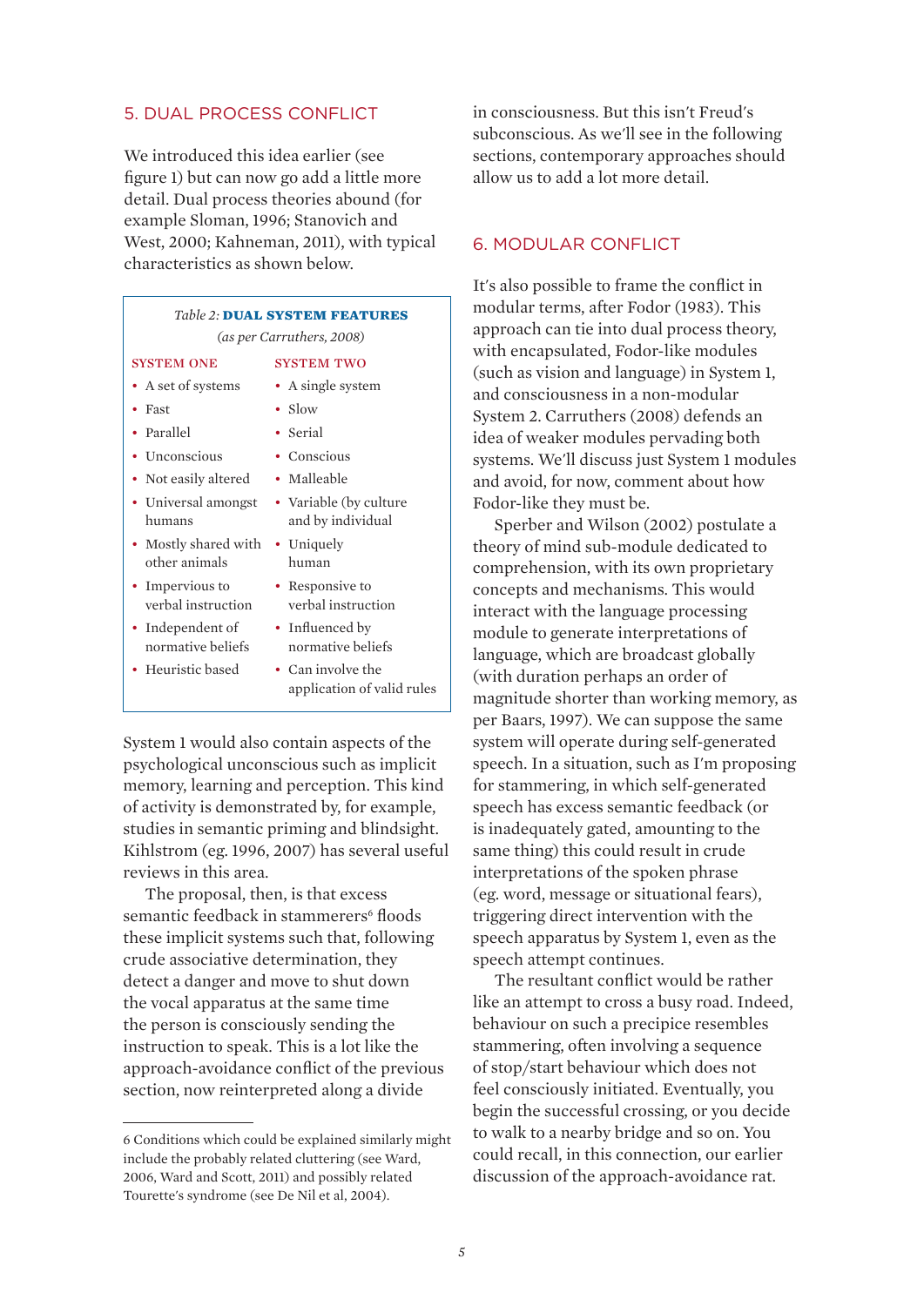## 5. DUAL PROCESS CONFLICT

We introduced this idea earlier (see figure 1) but can now go add a little more detail. Dual process theories abound (for example Sloman, 1996; Stanovich and West, 2000; Kahneman, 2011), with typical characteristics as shown below.

*Table 2:* **DUAL SYSTEM FEATURES**
*(as per Carruthers, 2008)*

| SYSTEM ONE | SYSTEM TWO |
|---|---|
| A set of systems | A single system |
| Fast | Slow |
| Parallel | Serial |
| Unconscious | Conscious |
| Not easily altered | Malleable |
| Universal amongst humans | Variable (by culture and by individual |
| Mostly shared with other animals | Uniquely human |
| Impervious to verbal instruction | Responsive to verbal instruction |
| Independent of normative beliefs | Influenced by normative beliefs |
| Heuristic based | Can involve the application of valid rules |

System 1 would also contain aspects of the psychological unconscious such as implicit memory, learning and perception. This kind of activity is demonstrated by, for example, studies in semantic priming and blindsight. Kihlstrom (eg. 1996, 2007) has several useful reviews in this area.

The proposal, then, is that excess semantic feedback in stammerers[6] floods these implicit systems such that, following crude associative determination, they detect a danger and move to shut down the vocal apparatus at the same time the person is consciously sending the instruction to speak. This is a lot like the approach-avoidance conflict of the previous section, now reinterpreted along a divide in consciousness. But this isn't Freud's subconscious. As we'll see in the following sections, contemporary approaches should allow us to add a lot more detail.

## 6. MODULAR CONFLICT

It's also possible to frame the conflict in modular terms, after Fodor (1983). This approach can tie into dual process theory, with encapsulated, Fodor-like modules (such as vision and language) in System 1, and consciousness in a non-modular System 2. Carruthers (2008) defends an idea of weaker modules pervading both systems. We'll discuss just System 1 modules and avoid, for now, comment about how Fodor-like they must be.

Sperber and Wilson (2002) postulate a theory of mind sub-module dedicated to comprehension, with its own proprietary concepts and mechanisms. This would interact with the language processing module to generate interpretations of language, which are broadcast globally (with duration perhaps an order of magnitude shorter than working memory, as per Baars, 1997). We can suppose the same system will operate during self-generated speech. In a situation, such as I'm proposing for stammering, in which self-generated speech has excess semantic feedback (or is inadequately gated, amounting to the same thing) this could result in crude interpretations of the spoken phrase (eg. word, message or situational fears), triggering direct intervention with the speech apparatus by System 1, even as the speech attempt continues.

The resultant conflict would be rather like an attempt to cross a busy road. Indeed, behaviour on such a precipice resembles stammering, often involving a sequence of stop/start behaviour which does not feel consciously initiated. Eventually, you begin the successful crossing, or you decide to walk to a nearby bridge and so on. You could recall, in this connection, our earlier discussion of the approach-avoidance rat.

---

6 Conditions which could be explained similarly might include the probably related cluttering (see Ward, 2006, Ward and Scott, 2011) and possibly related Tourette's syndrome (see De Nil et al, 2004).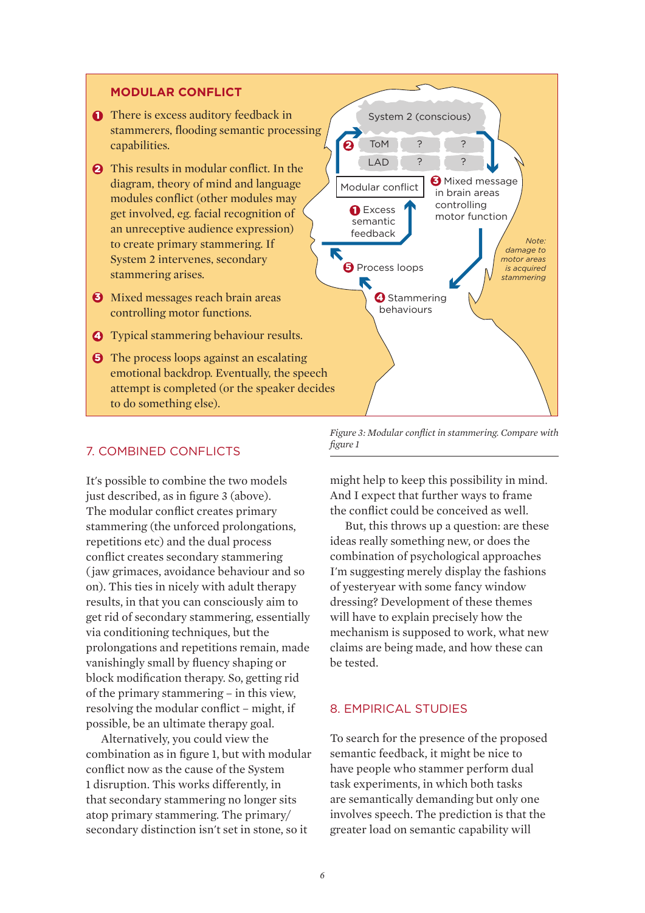## MODULAR CONFLICT

1. There is excess auditory feedback in stammerers, flooding semantic processing capabilities.
2. This results in modular conflict. In the diagram, theory of mind and language modules conflict (other modules may get involved, eg. facial recognition of an unreceptive audience expression) to create primary stammering. If System 2 intervenes, secondary stammering arises.
3. Mixed messages reach brain areas controlling motor functions.
4. Typical stammering behaviour results.
5. The process loops against an escalating emotional backdrop. Eventually, the speech attempt is completed (or the speaker decides to do something else).

System 2 (conscious)

ToM | ? | ?

LAD | ? | ?

Modular conflict

1 Excess semantic feedback

2

3 Mixed message in brain areas controlling motor function

5 Process loops

4 Stammering behaviours

*Note: damage to motor areas is acquired stammering*

*Figure 3: Modular conflict in stammering. Compare with figure 1*

## 7. COMBINED CONFLICTS

It's possible to combine the two models just described, as in figure 3 (above). The modular conflict creates primary stammering (the unforced prolongations, repetitions etc) and the dual process conflict creates secondary stammering (jaw grimaces, avoidance behaviour and so on). This ties in nicely with adult therapy results, in that you can consciously aim to get rid of secondary stammering, essentially via conditioning techniques, but the prolongations and repetitions remain, made vanishingly small by fluency shaping or block modification therapy. So, getting rid of the primary stammering – in this view, resolving the modular conflict – might, if possible, be an ultimate therapy goal.

Alternatively, you could view the combination as in figure 1, but with modular conflict now as the cause of the System 1 disruption. This works differently, in that secondary stammering no longer sits atop primary stammering. The primary/secondary distinction isn't set in stone, so it might help to keep this possibility in mind. And I expect that further ways to frame the conflict could be conceived as well.

But, this throws up a question: are these ideas really something new, or does the combination of psychological approaches I'm suggesting merely display the fashions of yesteryear with some fancy window dressing? Development of these themes will have to explain precisely how the mechanism is supposed to work, what new claims are being made, and how these can be tested.

## 8. EMPIRICAL STUDIES

To search for the presence of the proposed semantic feedback, it might be nice to have people who stammer perform dual task experiments, in which both tasks are semantically demanding but only one involves speech. The prediction is that the greater load on semantic capability will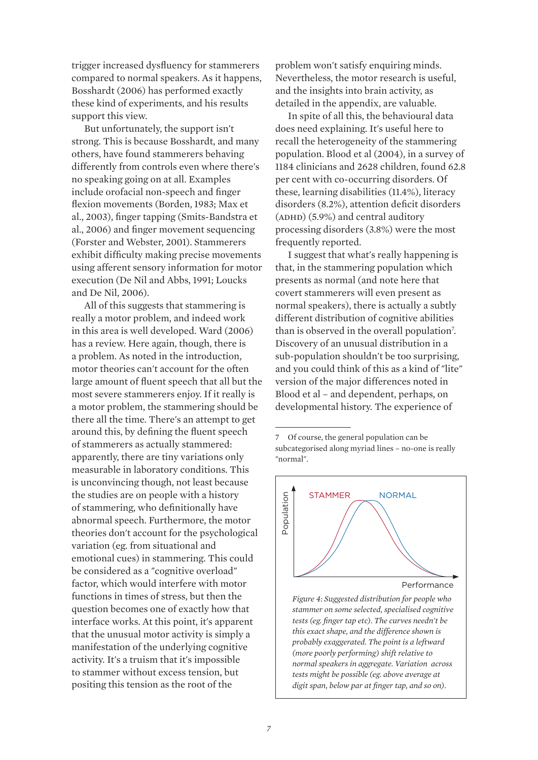trigger increased dysfluency for stammerers compared to normal speakers. As it happens, Bosshardt (2006) has performed exactly these kind of experiments, and his results support this view.

But unfortunately, the support isn't strong. This is because Bosshardt, and many others, have found stammerers behaving differently from controls even where there's no speaking going on at all. Examples include orofacial non-speech and finger flexion movements (Borden, 1983; Max et al., 2003), finger tapping (Smits-Bandstra et al., 2006) and finger movement sequencing (Forster and Webster, 2001). Stammerers exhibit difficulty making precise movements using afferent sensory information for motor execution (De Nil and Abbs, 1991; Loucks and De Nil, 2006).

All of this suggests that stammering is really a motor problem, and indeed work in this area is well developed. Ward (2006) has a review. Here again, though, there is a problem. As noted in the introduction, motor theories can't account for the often large amount of fluent speech that all but the most severe stammerers enjoy. If it really is a motor problem, the stammering should be there all the time. There's an attempt to get around this, by defining the fluent speech of stammerers as actually stammered: apparently, there are tiny variations only measurable in laboratory conditions. This is unconvincing though, not least because the studies are on people with a history of stammering, who definitionally have abnormal speech. Furthermore, the motor theories don't account for the psychological variation (eg. from situational and emotional cues) in stammering. This could be considered as a "cognitive overload" factor, which would interfere with motor functions in times of stress, but then the question becomes one of exactly how that interface works. At this point, it's apparent that the unusual motor activity is simply a manifestation of the underlying cognitive activity. It's a truism that it's impossible to stammer without excess tension, but positing this tension as the root of the problem won't satisfy enquiring minds. Nevertheless, the motor research is useful, and the insights into brain activity, as detailed in the appendix, are valuable.

In spite of all this, the behavioural data does need explaining. It's useful here to recall the heterogeneity of the stammering population. Blood et al (2004), in a survey of 1184 clinicians and 2628 children, found 62.8 per cent with co-occurring disorders. Of these, learning disabilities (11.4%), literacy disorders (8.2%), attention deficit disorders (ADHD) (5.9%) and central auditory processing disorders (3.8%) were the most frequently reported.

I suggest that what's really happening is that, in the stammering population which presents as normal (and note here that covert stammerers will even present as normal speakers), there is actually a subtly different distribution of cognitive abilities than is observed in the overall population[7]. Discovery of an unusual distribution in a sub-population shouldn't be too surprising, and you could think of this as a kind of "lite" version of the major differences noted in Blood et al – and dependent, perhaps, on developmental history. The experience of

[7] Of course, the general population can be subcategorised along myriad lines – no-one is really "normal".

*Figure 4: Suggested distribution for people who stammer on some selected, specialised cognitive tests (eg. finger tap etc). The curves needn't be this exact shape, and the difference shown is probably exaggerated. The point is a leftward (more poorly performing) shift relative to normal speakers in aggregate. Variation across tests might be possible (eg. above average at digit span, below par at finger tap, and so on).*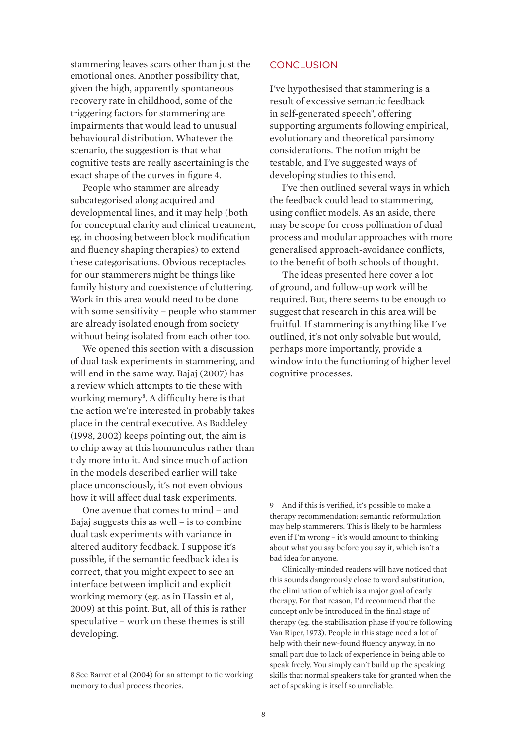stammering leaves scars other than just the emotional ones. Another possibility that, given the high, apparently spontaneous recovery rate in childhood, some of the triggering factors for stammering are impairments that would lead to unusual behavioural distribution. Whatever the scenario, the suggestion is that what cognitive tests are really ascertaining is the exact shape of the curves in figure 4.

People who stammer are already subcategorised along acquired and developmental lines, and it may help (both for conceptual clarity and clinical treatment, eg. in choosing between block modification and fluency shaping therapies) to extend these categorisations. Obvious receptacles for our stammerers might be things like family history and coexistence of cluttering. Work in this area would need to be done with some sensitivity – people who stammer are already isolated enough from society without being isolated from each other too.

We opened this section with a discussion of dual task experiments in stammering, and will end in the same way. Bajaj (2007) has a review which attempts to tie these with working memory[8]. A difficulty here is that the action we're interested in probably takes place in the central executive. As Baddeley (1998, 2002) keeps pointing out, the aim is to chip away at this homunculus rather than tidy more into it. And since much of action in the models described earlier will take place unconsciously, it's not even obvious how it will affect dual task experiments.

One avenue that comes to mind – and Bajaj suggests this as well – is to combine dual task experiments with variance in altered auditory feedback. I suppose it's possible, if the semantic feedback idea is correct, that you might expect to see an interface between implicit and explicit working memory (eg. as in Hassin et al, 2009) at this point. But, all of this is rather speculative – work on these themes is still developing.

8 See Barret et al (2004) for an attempt to tie working memory to dual process theories.

## CONCLUSION

I've hypothesised that stammering is a result of excessive semantic feedback in self-generated speech[9], offering supporting arguments following empirical, evolutionary and theoretical parsimony considerations. The notion might be testable, and I've suggested ways of developing studies to this end.

I've then outlined several ways in which the feedback could lead to stammering, using conflict models. As an aside, there may be scope for cross pollination of dual process and modular approaches with more generalised approach-avoidance conflicts, to the benefit of both schools of thought.

The ideas presented here cover a lot of ground, and follow-up work will be required. But, there seems to be enough to suggest that research in this area will be fruitful. If stammering is anything like I've outlined, it's not only solvable but would, perhaps more importantly, provide a window into the functioning of higher level cognitive processes.

9 And if this is verified, it's possible to make a therapy recommendation: semantic reformulation may help stammerers. This is likely to be harmless even if I'm wrong – it's would amount to thinking about what you say before you say it, which isn't a bad idea for anyone.

Clinically-minded readers will have noticed that this sounds dangerously close to word substitution, the elimination of which is a major goal of early therapy. For that reason, I'd recommend that the concept only be introduced in the final stage of therapy (eg. the stabilisation phase if you're following Van Riper, 1973). People in this stage need a lot of help with their new-found fluency anyway, in no small part due to lack of experience in being able to speak freely. You simply can't build up the speaking skills that normal speakers take for granted when the act of speaking is itself so unreliable.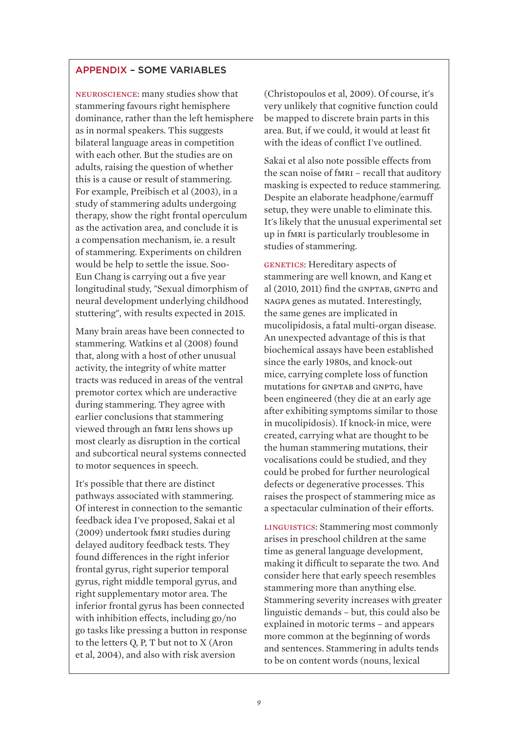## APPENDIX – SOME VARIABLES

NEUROSCIENCE: many studies show that stammering favours right hemisphere dominance, rather than the left hemisphere as in normal speakers. This suggests bilateral language areas in competition with each other. But the studies are on adults, raising the question of whether this is a cause or result of stammering. For example, Preibisch et al (2003), in a study of stammering adults undergoing therapy, show the right frontal operculum as the activation area, and conclude it is a compensation mechanism, ie. a result of stammering. Experiments on children would be help to settle the issue. Soo-Eun Chang is carrying out a five year longitudinal study, "Sexual dimorphism of neural development underlying childhood stuttering", with results expected in 2015.

Many brain areas have been connected to stammering. Watkins et al (2008) found that, along with a host of other unusual activity, the integrity of white matter tracts was reduced in areas of the ventral premotor cortex which are underactive during stammering. They agree with earlier conclusions that stammering viewed through an fMRI lens shows up most clearly as disruption in the cortical and subcortical neural systems connected to motor sequences in speech.

It's possible that there are distinct pathways associated with stammering. Of interest in connection to the semantic feedback idea I've proposed, Sakai et al (2009) undertook fMRI studies during delayed auditory feedback tests. They found differences in the right inferior frontal gyrus, right superior temporal gyrus, right middle temporal gyrus, and right supplementary motor area. The inferior frontal gyrus has been connected with inhibition effects, including go/no go tasks like pressing a button in response to the letters Q, P, T but not to X (Aron et al, 2004), and also with risk aversion (Christopoulos et al, 2009). Of course, it's very unlikely that cognitive function could be mapped to discrete brain parts in this area. But, if we could, it would at least fit with the ideas of conflict I've outlined.

Sakai et al also note possible effects from the scan noise of fMRI – recall that auditory masking is expected to reduce stammering. Despite an elaborate headphone/earmuff setup, they were unable to eliminate this. It's likely that the unusual experimental set up in fMRI is particularly troublesome in studies of stammering.

GENETICS: Hereditary aspects of stammering are well known, and Kang et al (2010, 2011) find the GNPTAB, GNPTG and NAGPA genes as mutated. Interestingly, the same genes are implicated in mucolipidosis, a fatal multi-organ disease. An unexpected advantage of this is that biochemical assays have been established since the early 1980s, and knock-out mice, carrying complete loss of function mutations for GNPTAB and GNPTG, have been engineered (they die at an early age after exhibiting symptoms similar to those in mucolipidosis). If knock-in mice, were created, carrying what are thought to be the human stammering mutations, their vocalisations could be studied, and they could be probed for further neurological defects or degenerative processes. This raises the prospect of stammering mice as a spectacular culmination of their efforts.

LINGUISTICS: Stammering most commonly arises in preschool children at the same time as general language development, making it difficult to separate the two. And consider here that early speech resembles stammering more than anything else. Stammering severity increases with greater linguistic demands – but, this could also be explained in motoric terms – and appears more common at the beginning of words and sentences. Stammering in adults tends to be on content words (nouns, lexical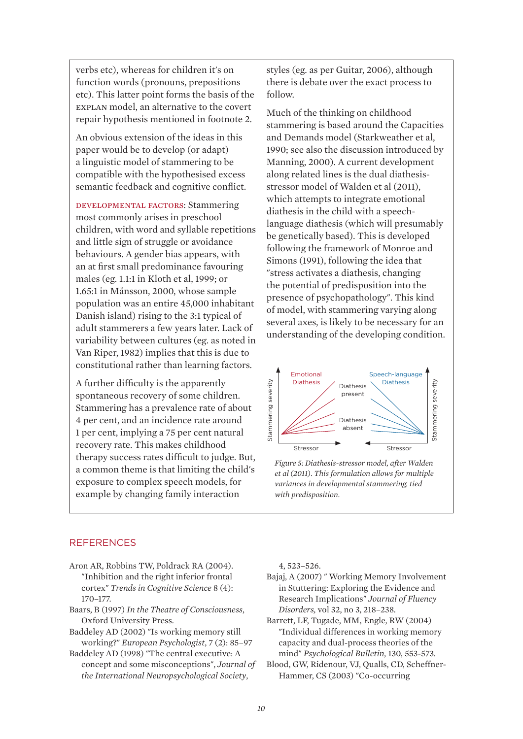verbs etc), whereas for children it's on function words (pronouns, prepositions etc). This latter point forms the basis of the EXPLAN model, an alternative to the covert repair hypothesis mentioned in footnote 2.

An obvious extension of the ideas in this paper would be to develop (or adapt) a linguistic model of stammering to be compatible with the hypothesised excess semantic feedback and cognitive conflict.

DEVELOPMENTAL FACTORS: Stammering most commonly arises in preschool children, with word and syllable repetitions and little sign of struggle or avoidance behaviours. A gender bias appears, with an at first small predominance favouring males (eg. 1.1:1 in Kloth et al, 1999; or 1.65:1 in Månsson, 2000, whose sample population was an entire 45,000 inhabitant Danish island) rising to the 3:1 typical of adult stammerers a few years later. Lack of variability between cultures (eg. as noted in Van Riper, 1982) implies that this is due to constitutional rather than learning factors.

A further difficulty is the apparently spontaneous recovery of some children. Stammering has a prevalence rate of about 4 per cent, and an incidence rate around 1 per cent, implying a 75 per cent natural recovery rate. This makes childhood therapy success rates difficult to judge. But, a common theme is that limiting the child's exposure to complex speech models, for example by changing family interaction styles (eg. as per Guitar, 2006), although there is debate over the exact process to follow.

Much of the thinking on childhood stammering is based around the Capacities and Demands model (Starkweather et al, 1990; see also the discussion introduced by Manning, 2000). A current development along related lines is the dual diathesis-stressor model of Walden et al (2011), which attempts to integrate emotional diathesis in the child with a speech-language diathesis (which will presumably be genetically based). This is developed following the framework of Monroe and Simons (1991), following the idea that "stress activates a diathesis, changing the potential of predisposition into the presence of psychopathology". This kind of model, with stammering varying along several axes, is likely to be necessary for an understanding of the developing condition.

*Figure 5: Diathesis-stressor model, after Walden et al (2011). This formulation allows for multiple variances in developmental stammering, tied with predisposition.*

## REFERENCES

Aron AR, Robbins TW, Poldrack RA (2004). "Inhibition and the right inferior frontal cortex" *Trends in Cognitive Science* 8 (4): 170–177.

Baars, B (1997) *In the Theatre of Consciousness*, Oxford University Press.

Baddeley AD (2002) "Is working memory still working?" *European Psychologist*, 7 (2): 85–97

Baddeley AD (1998) "The central executive: A concept and some misconceptions", *Journal of the International Neuropsychological Society*, 4, 523–526.

Bajaj, A (2007) " Working Memory Involvement in Stuttering: Exploring the Evidence and Research Implications" *Journal of Fluency Disorders,* vol 32, no 3, 218–238.

Barrett, LF, Tugade, MM, Engle, RW (2004) "Individual differences in working memory capacity and dual-process theories of the mind" *Psychological Bulletin,* 130, 553-573.

Blood, GW, Ridenour, VJ, Qualls, CD, Scheffner-Hammer, CS (2003) "Co-occurring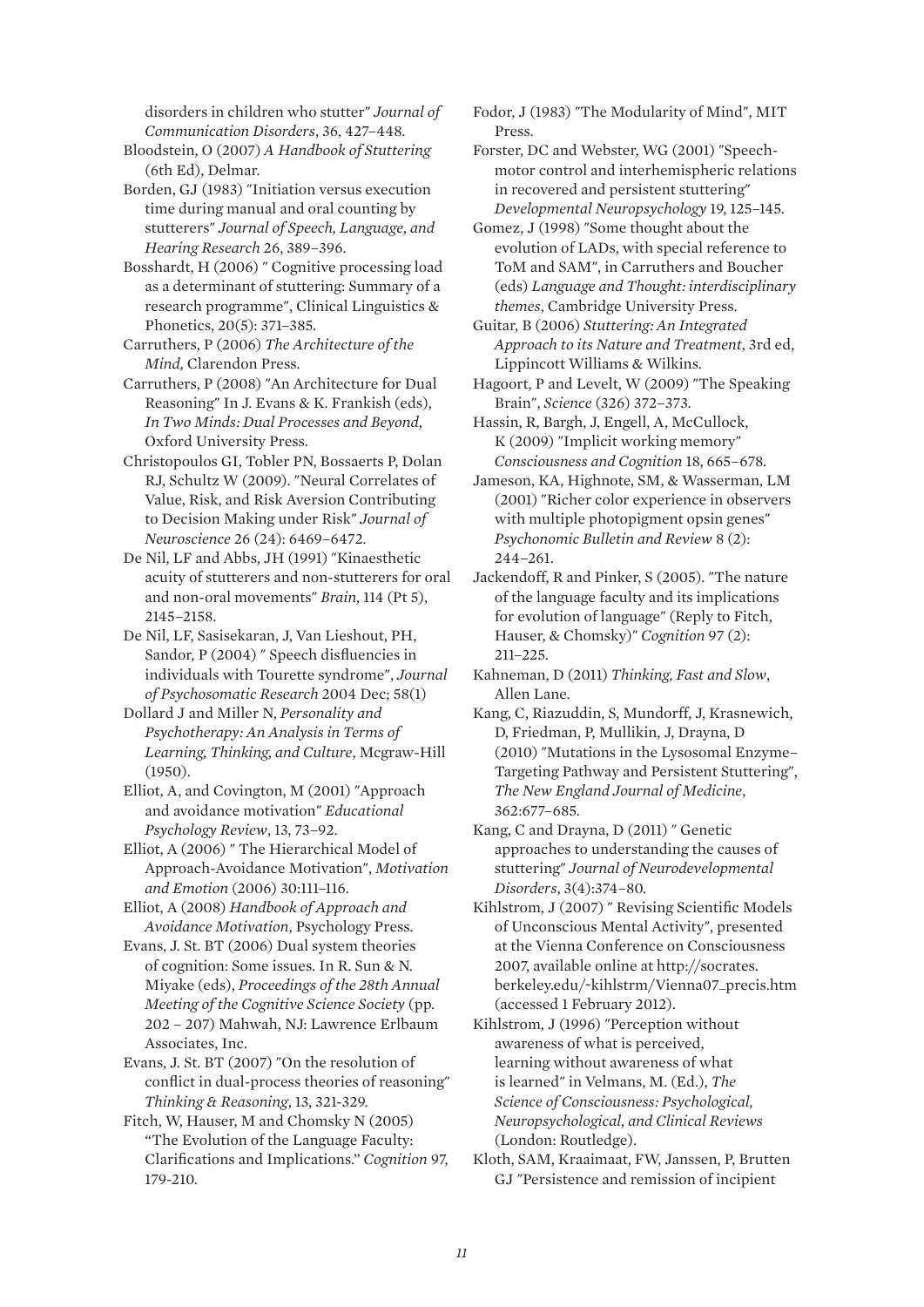disorders in children who stutter" *Journal of Communication Disorders*, 36, 427–448.

Bloodstein, O (2007) *A Handbook of Stuttering* (6th Ed), Delmar.

Borden, GJ (1983) "Initiation versus execution time during manual and oral counting by stutterers" *Journal of Speech, Language, and Hearing Research* 26, 389–396.

Bosshardt, H (2006) " Cognitive processing load as a determinant of stuttering: Summary of a research programme", Clinical Linguistics & Phonetics, 20(5): 371–385.

Carruthers, P (2006) *The Architecture of the Mind,* Clarendon Press.

Carruthers, P (2008) "An Architecture for Dual Reasoning" In J. Evans & K. Frankish (eds), *In Two Minds: Dual Processes and Beyond*, Oxford University Press.

Christopoulos GI, Tobler PN, Bossaerts P, Dolan RJ, Schultz W (2009). "Neural Correlates of Value, Risk, and Risk Aversion Contributing to Decision Making under Risk" *Journal of Neuroscience* 26 (24): 6469–6472.

De Nil, LF and Abbs, JH (1991) "Kinaesthetic acuity of stutterers and non-stutterers for oral and non-oral movements" *Brain,* 114 (Pt 5), 2145–2158.

De Nil, LF, Sasisekaran, J, Van Lieshout, PH, Sandor, P (2004) " Speech disfluencies in individuals with Tourette syndrome", *Journal of Psychosomatic Research* 2004 Dec; 58(1)

Dollard J and Miller N, *Personality and Psychotherapy: An Analysis in Terms of Learning, Thinking, and Culture*, Mcgraw-Hill (1950).

Elliot, A, and Covington, M (2001) "Approach and avoidance motivation" *Educational Psychology Review*, 13, 73–92.

Elliot, A (2006) " The Hierarchical Model of Approach-Avoidance Motivation", *Motivation and Emotion* (2006) 30:111–116.

Elliot, A (2008) *Handbook of Approach and Avoidance Motivation*, Psychology Press.

Evans, J. St. BT (2006) Dual system theories of cognition: Some issues. In R. Sun & N. Miyake (eds), *Proceedings of the 28th Annual Meeting of the Cognitive Science Society* (pp. 202 – 207) Mahwah, NJ: Lawrence Erlbaum Associates, Inc.

Evans, J. St. BT (2007) "On the resolution of conflict in dual-process theories of reasoning" *Thinking & Reasoning*, 13, 321-329.

Fitch, W, Hauser, M and Chomsky N (2005) "The Evolution of the Language Faculty: Clarifications and Implications." *Cognition* 97, 179-210.

Fodor, J (1983) "The Modularity of Mind", MIT Press.

Forster, DC and Webster, WG (2001) "Speech-motor control and interhemispheric relations in recovered and persistent stuttering" *Developmental Neuropsychology* 19, 125–145.

Gomez, J (1998) "Some thought about the evolution of LADs, with special reference to ToM and SAM", in Carruthers and Boucher (eds) *Language and Thought: interdisciplinary themes*, Cambridge University Press.

Guitar, B (2006) *Stuttering: An Integrated Approach to its Nature and Treatment*, 3rd ed, Lippincott Williams & Wilkins.

Hagoort, P and Levelt, W (2009) "The Speaking Brain", *Science* (326) 372–373.

Hassin, R, Bargh, J, Engell, A, McCullock, K (2009) "Implicit working memory" *Consciousness and Cognition* 18, 665–678.

Jameson, KA, Highnote, SM, & Wasserman, LM (2001) "Richer color experience in observers with multiple photopigment opsin genes" *Psychonomic Bulletin and Review* 8 (2): 244–261.

Jackendoff, R and Pinker, S (2005). "The nature of the language faculty and its implications for evolution of language" (Reply to Fitch, Hauser, & Chomsky)" *Cognition* 97 (2): 211–225.

Kahneman, D (2011) *Thinking, Fast and Slow*, Allen Lane.

Kang, C, Riazuddin, S, Mundorff, J, Krasnewich, D, Friedman, P, Mullikin, J, Drayna, D (2010) "Mutations in the Lysosomal Enzyme–Targeting Pathway and Persistent Stuttering", *The New England Journal of Medicine*, 362:677–685.

Kang, C and Drayna, D (2011) " Genetic approaches to understanding the causes of stuttering" *Journal of Neurodevelopmental Disorders*, 3(4):374–80.

Kihlstrom, J (2007) " Revising Scientific Models of Unconscious Mental Activity", presented at the Vienna Conference on Consciousness 2007, available online at http://socrates.berkeley.edu/~kihlstrm/Vienna07_precis.htm (accessed 1 February 2012).

Kihlstrom, J (1996) "Perception without awareness of what is perceived, learning without awareness of what is learned" in Velmans, M. (Ed.), *The Science of Consciousness: Psychological, Neuropsychological, and Clinical Reviews* (London: Routledge).

Kloth, SAM, Kraaimaat, FW, Janssen, P, Brutten GJ "Persistence and remission of incipient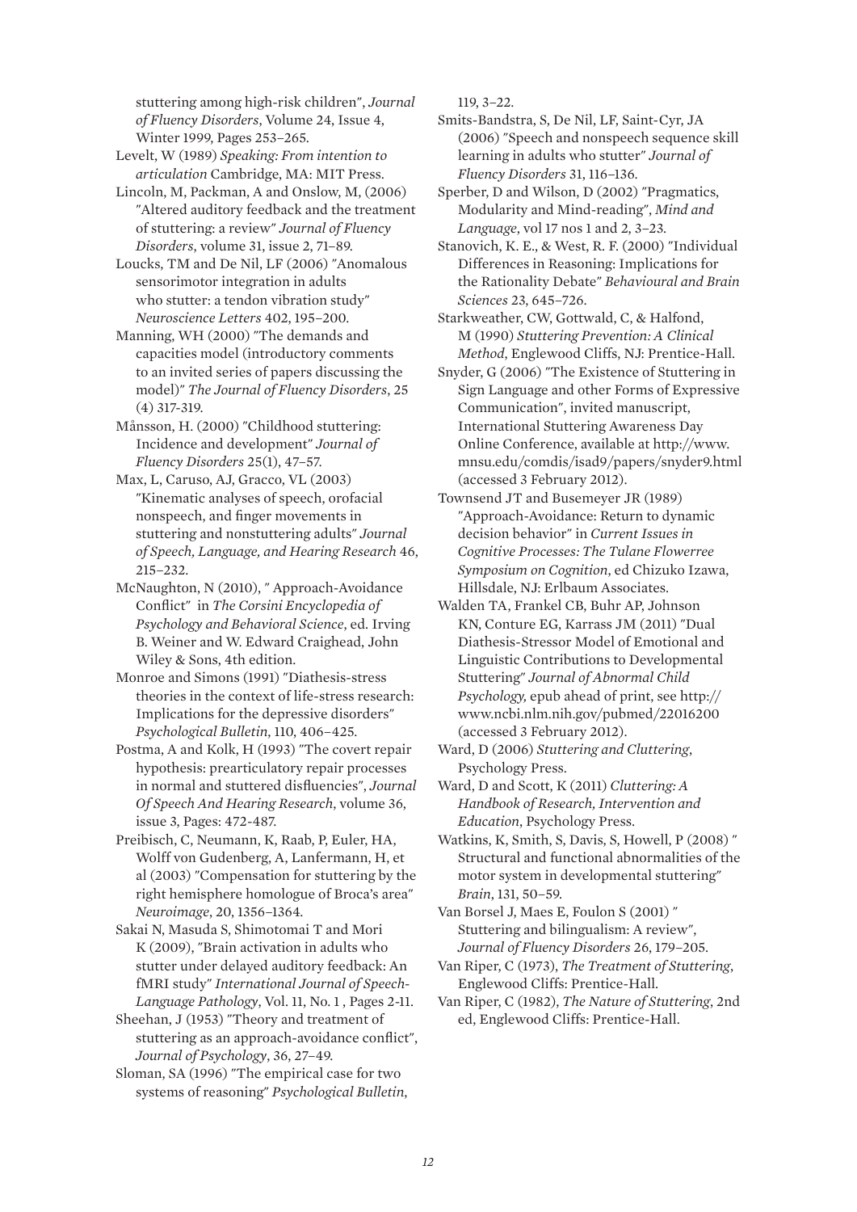stuttering among high-risk children", *Journal of Fluency Disorders*, Volume 24, Issue 4, Winter 1999, Pages 253–265.

Levelt, W (1989) *Speaking: From intention to articulation* Cambridge, MA: MIT Press.

Lincoln, M, Packman, A and Onslow, M, (2006) "Altered auditory feedback and the treatment of stuttering: a review" *Journal of Fluency Disorders*, volume 31, issue 2, 71–89.

Loucks, TM and De Nil, LF (2006) "Anomalous sensorimotor integration in adults who stutter: a tendon vibration study" *Neuroscience Letters* 402, 195–200.

Manning, WH (2000) "The demands and capacities model (introductory comments to an invited series of papers discussing the model)" *The Journal of Fluency Disorders*, 25 (4) 317-319.

Månsson, H. (2000) "Childhood stuttering: Incidence and development" *Journal of Fluency Disorders* 25(1), 47–57.

Max, L, Caruso, AJ, Gracco, VL (2003) "Kinematic analyses of speech, orofacial nonspeech, and finger movements in stuttering and nonstuttering adults" *Journal of Speech, Language, and Hearing Research* 46, 215–232.

McNaughton, N (2010), " Approach-Avoidance Conflict" in *The Corsini Encyclopedia of Psychology and Behavioral Science*, ed. Irving B. Weiner and W. Edward Craighead, John Wiley & Sons, 4th edition.

Monroe and Simons (1991) "Diathesis-stress theories in the context of life-stress research: Implications for the depressive disorders" *Psychological Bulletin*, 110, 406–425.

Postma, A and Kolk, H (1993) "The covert repair hypothesis: prearticulatory repair processes in normal and stuttered disfluencies", *Journal Of Speech And Hearing Research*, volume 36, issue 3, Pages: 472-487.

Preibisch, C, Neumann, K, Raab, P, Euler, HA, Wolff von Gudenberg, A, Lanfermann, H, et al (2003) "Compensation for stuttering by the right hemisphere homologue of Broca's area" *Neuroimage*, 20, 1356–1364.

Sakai N, Masuda S, Shimotomai T and Mori K (2009), "Brain activation in adults who stutter under delayed auditory feedback: An fMRI study" *International Journal of Speech-Language Pathology*, Vol. 11, No. 1 , Pages 2-11.

Sheehan, J (1953) "Theory and treatment of stuttering as an approach-avoidance conflict", *Journal of Psychology*, 36, 27–49.

Sloman, SA (1996) "The empirical case for two systems of reasoning" *Psychological Bulletin*, 119, 3–22.

Smits-Bandstra, S, De Nil, LF, Saint-Cyr, JA (2006) "Speech and nonspeech sequence skill learning in adults who stutter" *Journal of Fluency Disorders* 31, 116–136.

Sperber, D and Wilson, D (2002) "Pragmatics, Modularity and Mind-reading", *Mind and Language*, vol 17 nos 1 and 2, 3–23.

Stanovich, K. E., & West, R. F. (2000) "Individual Differences in Reasoning: Implications for the Rationality Debate" *Behavioural and Brain Sciences* 23, 645–726.

Starkweather, CW, Gottwald, C, & Halfond, M (1990) *Stuttering Prevention: A Clinical Method*, Englewood Cliffs, NJ: Prentice-Hall.

Snyder, G (2006) "The Existence of Stuttering in Sign Language and other Forms of Expressive Communication", invited manuscript, International Stuttering Awareness Day Online Conference, available at http://www.mnsu.edu/comdis/isad9/papers/snyder9.html (accessed 3 February 2012).

Townsend JT and Busemeyer JR (1989) "Approach-Avoidance: Return to dynamic decision behavior" in *Current Issues in Cognitive Processes: The Tulane Flowerree Symposium on Cognition*, ed Chizuko Izawa, Hillsdale, NJ: Erlbaum Associates.

Walden TA, Frankel CB, Buhr AP, Johnson KN, Conture EG, Karrass JM (2011) "Dual Diathesis-Stressor Model of Emotional and Linguistic Contributions to Developmental Stuttering" *Journal of Abnormal Child Psychology,* epub ahead of print, see http://www.ncbi.nlm.nih.gov/pubmed/22016200 (accessed 3 February 2012).

Ward, D (2006) *Stuttering and Cluttering*, Psychology Press.

Ward, D and Scott, K (2011) *Cluttering: A Handbook of Research, Intervention and Education*, Psychology Press.

Watkins, K, Smith, S, Davis, S, Howell, P (2008) " Structural and functional abnormalities of the motor system in developmental stuttering" *Brain*, 131, 50–59.

Van Borsel J, Maes E, Foulon S (2001) " Stuttering and bilingualism: A review", *Journal of Fluency Disorders* 26, 179–205.

Van Riper, C (1973), *The Treatment of Stuttering*, Englewood Cliffs: Prentice-Hall.

Van Riper, C (1982), *The Nature of Stuttering*, 2nd ed, Englewood Cliffs: Prentice-Hall.